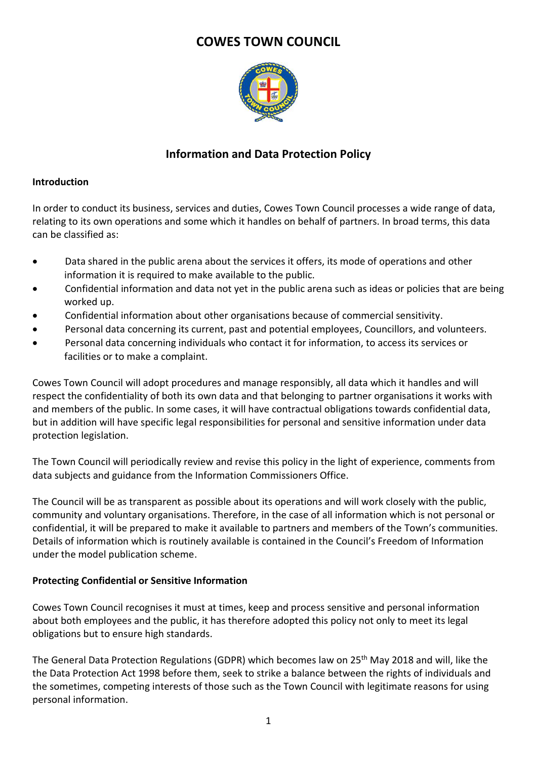# COWES TOWN COUNCIL

## Information and Data Protection Policy

**Introduction**

In order to conduct its business, services and duties, Cowes Town Council processes a wide range of data, relating to its own operations and some which it handles on behalf of partners. In broad terms, this data can be classified as:

- Data shared in the public arena about the services it offers, its mode of operations and other information it is required to make available to the public.
- Confidential information and data not yet in the public arena such as ideas or policies that are being worked up.
- Confidential information about other organisations because of commercial sensitivity.
- Personal data concerning its current, past and potential employees, Councillors, and volunteers.
- Personal data concerning individuals who contact it for information, to access its services or facilities or to make a complaint.

Cowes Town Council will adopt procedures and manage responsibly, all data which it handles and will respect the confidentiality of both its own data and that belonging to partner organisations it works with and members of the public. In some cases, it will have contractual obligations towards confidential data, but in addition will have specific legal responsibilities for personal and sensitive information under data protection legislation.

The Town Council will periodically review and revise this policy in the light of experience, comments from data subjects and guidance from the Information Commissioners Office.

The Council will be as transparent as possible about its operations and will work closely with the public, community and voluntary organisations. Therefore, in the case of all information which is not personal or confidential, it will be prepared to make it available to partners and members of the Town's communities. Details of information which is routinely available is contained in the Council's Freedom of Information under the model publication scheme.

**Protecting Confidential or Sensitive Information**

Cowes Town Council recognises it must at times, keep and process sensitive and personal information about both employees and the public, it has therefore adopted this policy not only to meet its legal obligations but to ensure high standards.

The General Data Protection Regulations (GDPR) which becomes law on 25th May 2018 and will, like the the Data Protection Act 1998 before them, seek to strike a balance between the rights of individuals and the sometimes, competing interests of those such as the Town Council with legitimate reasons for using personal information.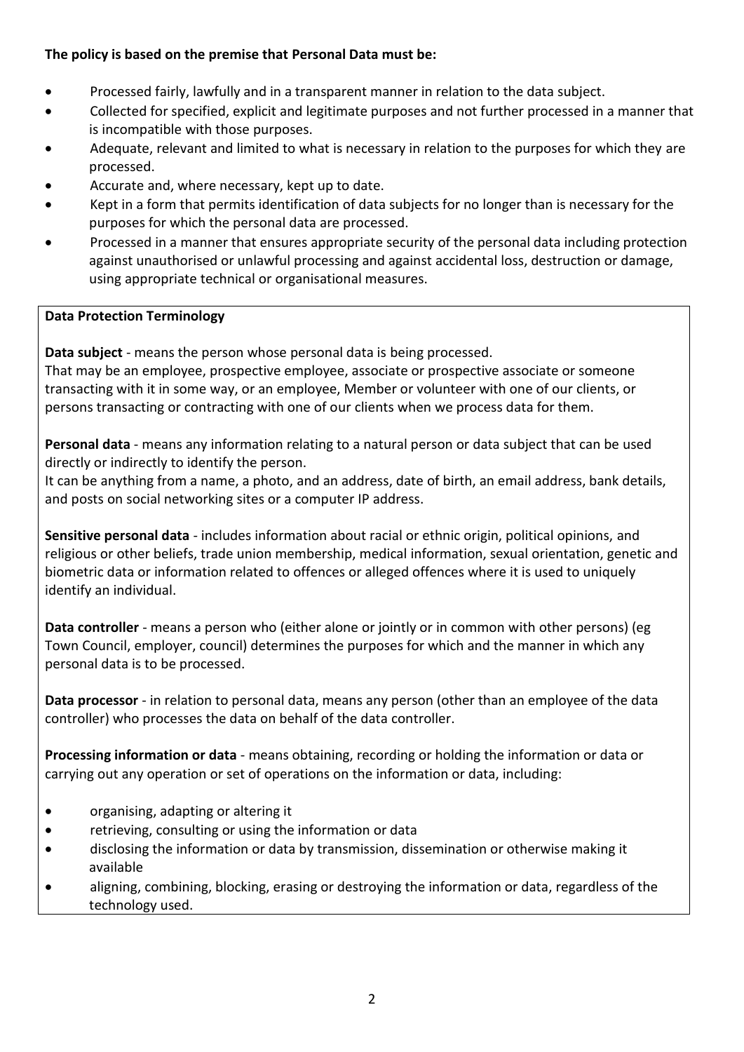**The policy is based on the premise that Personal Data must be:**

- Processed fairly, lawfully and in a transparent manner in relation to the data subject.
- Collected for specified, explicit and legitimate purposes and not further processed in a manner that is incompatible with those purposes.
- Adequate, relevant and limited to what is necessary in relation to the purposes for which they are processed.
- Accurate and, where necessary, kept up to date.
- Kept in a form that permits identification of data subjects for no longer than is necessary for the purposes for which the personal data are processed.
- Processed in a manner that ensures appropriate security of the personal data including protection against unauthorised or unlawful processing and against accidental loss, destruction or damage, using appropriate technical or organisational measures.

**Data Protection Terminology**

**Data subject** - means the person whose personal data is being processed.
That may be an employee, prospective employee, associate or prospective associate or someone transacting with it in some way, or an employee, Member or volunteer with one of our clients, or persons transacting or contracting with one of our clients when we process data for them.

**Personal data** - means any information relating to a natural person or data subject that can be used directly or indirectly to identify the person.
It can be anything from a name, a photo, and an address, date of birth, an email address, bank details, and posts on social networking sites or a computer IP address.

**Sensitive personal data** - includes information about racial or ethnic origin, political opinions, and religious or other beliefs, trade union membership, medical information, sexual orientation, genetic and biometric data or information related to offences or alleged offences where it is used to uniquely identify an individual.

**Data controller** - means a person who (either alone or jointly or in common with other persons) (eg Town Council, employer, council) determines the purposes for which and the manner in which any personal data is to be processed.

**Data processor** - in relation to personal data, means any person (other than an employee of the data controller) who processes the data on behalf of the data controller.

**Processing information or data** - means obtaining, recording or holding the information or data or carrying out any operation or set of operations on the information or data, including:

- organising, adapting or altering it
- retrieving, consulting or using the information or data
- disclosing the information or data by transmission, dissemination or otherwise making it available
- aligning, combining, blocking, erasing or destroying the information or data, regardless of the technology used.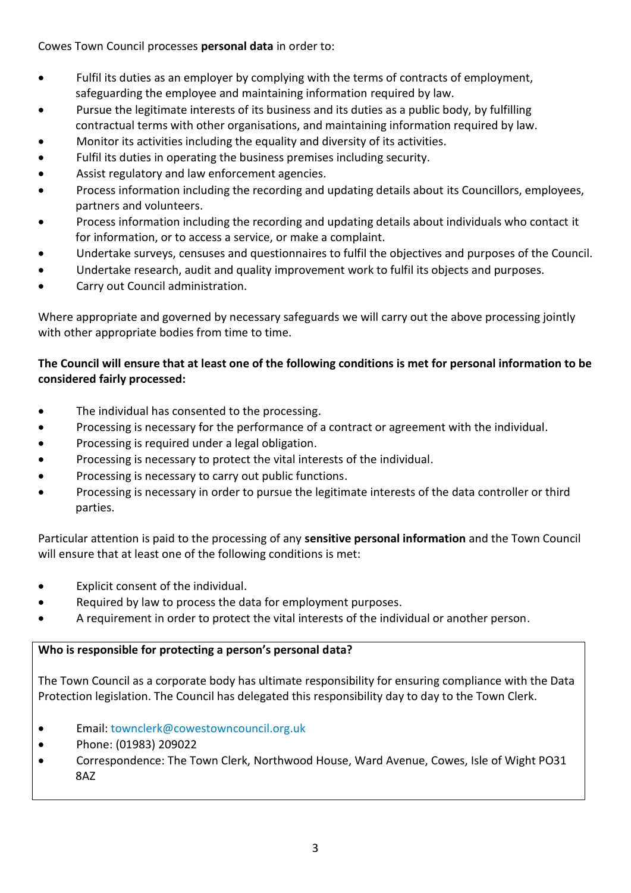Cowes Town Council processes **personal data** in order to:

- Fulfil its duties as an employer by complying with the terms of contracts of employment, safeguarding the employee and maintaining information required by law.
- Pursue the legitimate interests of its business and its duties as a public body, by fulfilling contractual terms with other organisations, and maintaining information required by law.
- Monitor its activities including the equality and diversity of its activities.
- Fulfil its duties in operating the business premises including security.
- Assist regulatory and law enforcement agencies.
- Process information including the recording and updating details about its Councillors, employees, partners and volunteers.
- Process information including the recording and updating details about individuals who contact it for information, or to access a service, or make a complaint.
- Undertake surveys, censuses and questionnaires to fulfil the objectives and purposes of the Council.
- Undertake research, audit and quality improvement work to fulfil its objects and purposes.
- Carry out Council administration.

Where appropriate and governed by necessary safeguards we will carry out the above processing jointly with other appropriate bodies from time to time.

**The Council will ensure that at least one of the following conditions is met for personal information to be considered fairly processed:**

- The individual has consented to the processing.
- Processing is necessary for the performance of a contract or agreement with the individual.
- Processing is required under a legal obligation.
- Processing is necessary to protect the vital interests of the individual.
- Processing is necessary to carry out public functions.
- Processing is necessary in order to pursue the legitimate interests of the data controller or third parties.

Particular attention is paid to the processing of any **sensitive personal information** and the Town Council will ensure that at least one of the following conditions is met:

- Explicit consent of the individual.
- Required by law to process the data for employment purposes.
- A requirement in order to protect the vital interests of the individual or another person.

**Who is responsible for protecting a person's personal data?**

The Town Council as a corporate body has ultimate responsibility for ensuring compliance with the Data Protection legislation. The Council has delegated this responsibility day to day to the Town Clerk.

- Email: townclerk@cowestowncouncil.org.uk
- Phone: (01983) 209022
- Correspondence: The Town Clerk, Northwood House, Ward Avenue, Cowes, Isle of Wight PO31 8AZ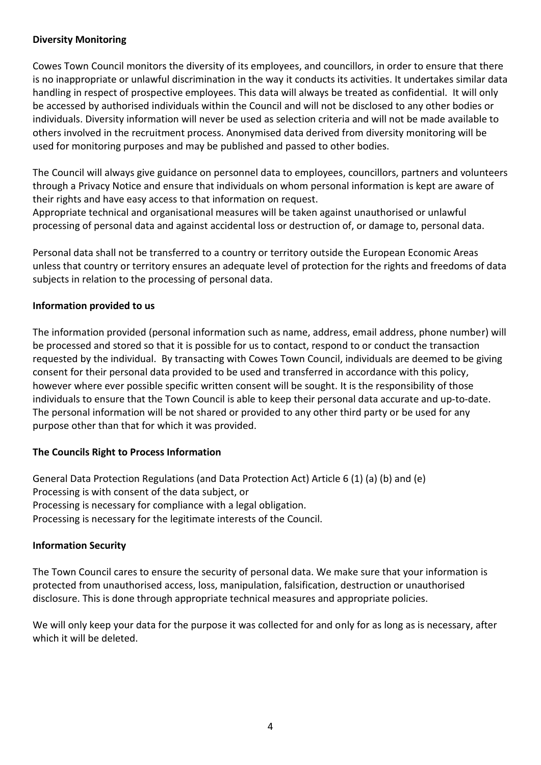**Diversity Monitoring**

Cowes Town Council monitors the diversity of its employees, and councillors, in order to ensure that there is no inappropriate or unlawful discrimination in the way it conducts its activities. It undertakes similar data handling in respect of prospective employees. This data will always be treated as confidential. It will only be accessed by authorised individuals within the Council and will not be disclosed to any other bodies or individuals. Diversity information will never be used as selection criteria and will not be made available to others involved in the recruitment process. Anonymised data derived from diversity monitoring will be used for monitoring purposes and may be published and passed to other bodies.

The Council will always give guidance on personnel data to employees, councillors, partners and volunteers through a Privacy Notice and ensure that individuals on whom personal information is kept are aware of their rights and have easy access to that information on request.
Appropriate technical and organisational measures will be taken against unauthorised or unlawful processing of personal data and against accidental loss or destruction of, or damage to, personal data.

Personal data shall not be transferred to a country or territory outside the European Economic Areas unless that country or territory ensures an adequate level of protection for the rights and freedoms of data subjects in relation to the processing of personal data.

**Information provided to us**

The information provided (personal information such as name, address, email address, phone number) will be processed and stored so that it is possible for us to contact, respond to or conduct the transaction requested by the individual. By transacting with Cowes Town Council, individuals are deemed to be giving consent for their personal data provided to be used and transferred in accordance with this policy, however where ever possible specific written consent will be sought. It is the responsibility of those individuals to ensure that the Town Council is able to keep their personal data accurate and up-to-date. The personal information will be not shared or provided to any other third party or be used for any purpose other than that for which it was provided.

**The Councils Right to Process Information**

General Data Protection Regulations (and Data Protection Act) Article 6 (1) (a) (b) and (e)
Processing is with consent of the data subject, or
Processing is necessary for compliance with a legal obligation.
Processing is necessary for the legitimate interests of the Council.

**Information Security**

The Town Council cares to ensure the security of personal data. We make sure that your information is protected from unauthorised access, loss, manipulation, falsification, destruction or unauthorised disclosure. This is done through appropriate technical measures and appropriate policies.

We will only keep your data for the purpose it was collected for and only for as long as is necessary, after which it will be deleted.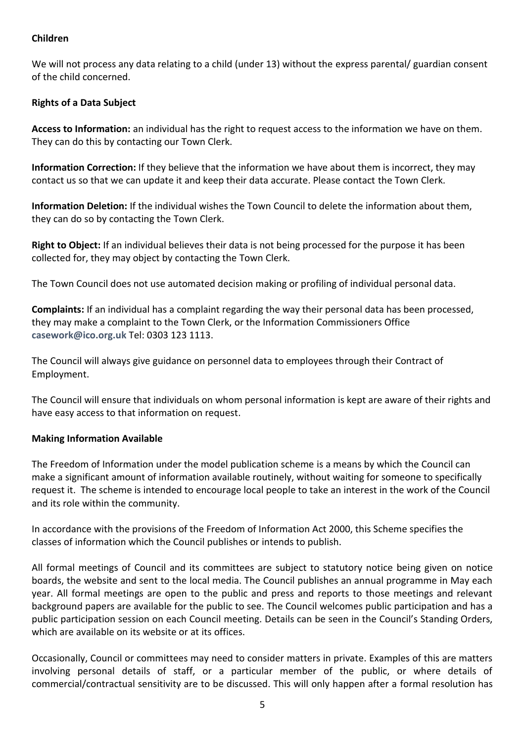**Children**

We will not process any data relating to a child (under 13) without the express parental/ guardian consent of the child concerned.

**Rights of a Data Subject**

**Access to Information:** an individual has the right to request access to the information we have on them. They can do this by contacting our Town Clerk.

**Information Correction:** If they believe that the information we have about them is incorrect, they may contact us so that we can update it and keep their data accurate. Please contact the Town Clerk.

**Information Deletion:** If the individual wishes the Town Council to delete the information about them, they can do so by contacting the Town Clerk.

**Right to Object:** If an individual believes their data is not being processed for the purpose it has been collected for, they may object by contacting the Town Clerk.

The Town Council does not use automated decision making or profiling of individual personal data.

**Complaints:** If an individual has a complaint regarding the way their personal data has been processed, they may make a complaint to the Town Clerk, or the Information Commissioners Office **casework@ico.org.uk** Tel: 0303 123 1113.

The Council will always give guidance on personnel data to employees through their Contract of Employment.

The Council will ensure that individuals on whom personal information is kept are aware of their rights and have easy access to that information on request.

**Making Information Available**

The Freedom of Information under the model publication scheme is a means by which the Council can make a significant amount of information available routinely, without waiting for someone to specifically request it. The scheme is intended to encourage local people to take an interest in the work of the Council and its role within the community.

In accordance with the provisions of the Freedom of Information Act 2000, this Scheme specifies the classes of information which the Council publishes or intends to publish.

All formal meetings of Council and its committees are subject to statutory notice being given on notice boards, the website and sent to the local media. The Council publishes an annual programme in May each year. All formal meetings are open to the public and press and reports to those meetings and relevant background papers are available for the public to see. The Council welcomes public participation and has a public participation session on each Council meeting. Details can be seen in the Council's Standing Orders, which are available on its website or at its offices.

Occasionally, Council or committees may need to consider matters in private. Examples of this are matters involving personal details of staff, or a particular member of the public, or where details of commercial/contractual sensitivity are to be discussed. This will only happen after a formal resolution has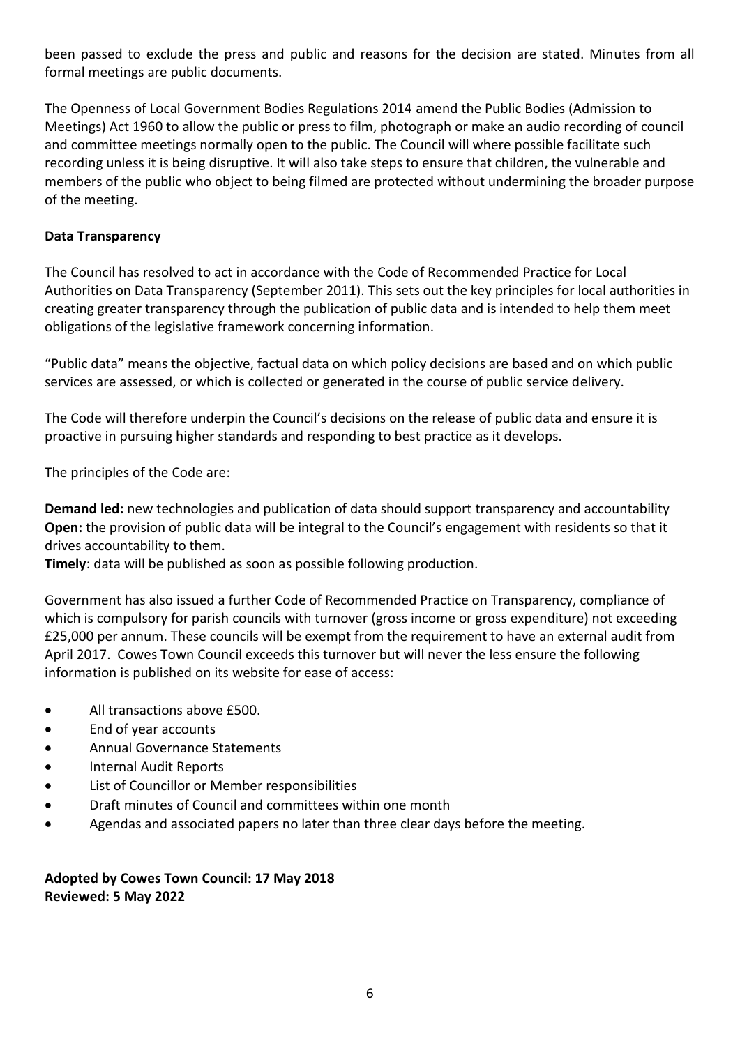been passed to exclude the press and public and reasons for the decision are stated. Minutes from all formal meetings are public documents.

The Openness of Local Government Bodies Regulations 2014 amend the Public Bodies (Admission to Meetings) Act 1960 to allow the public or press to film, photograph or make an audio recording of council and committee meetings normally open to the public. The Council will where possible facilitate such recording unless it is being disruptive. It will also take steps to ensure that children, the vulnerable and members of the public who object to being filmed are protected without undermining the broader purpose of the meeting.

**Data Transparency**

The Council has resolved to act in accordance with the Code of Recommended Practice for Local Authorities on Data Transparency (September 2011). This sets out the key principles for local authorities in creating greater transparency through the publication of public data and is intended to help them meet obligations of the legislative framework concerning information.

"Public data" means the objective, factual data on which policy decisions are based and on which public services are assessed, or which is collected or generated in the course of public service delivery.

The Code will therefore underpin the Council's decisions on the release of public data and ensure it is proactive in pursuing higher standards and responding to best practice as it develops.

The principles of the Code are:

**Demand led:** new technologies and publication of data should support transparency and accountability
**Open:** the provision of public data will be integral to the Council's engagement with residents so that it drives accountability to them.
**Timely**: data will be published as soon as possible following production.

Government has also issued a further Code of Recommended Practice on Transparency, compliance of which is compulsory for parish councils with turnover (gross income or gross expenditure) not exceeding £25,000 per annum. These councils will be exempt from the requirement to have an external audit from April 2017. Cowes Town Council exceeds this turnover but will never the less ensure the following information is published on its website for ease of access:

- All transactions above £500.
- End of year accounts
- Annual Governance Statements
- Internal Audit Reports
- List of Councillor or Member responsibilities
- Draft minutes of Council and committees within one month
- Agendas and associated papers no later than three clear days before the meeting.

**Adopted by Cowes Town Council: 17 May 2018**
**Reviewed: 5 May 2022**